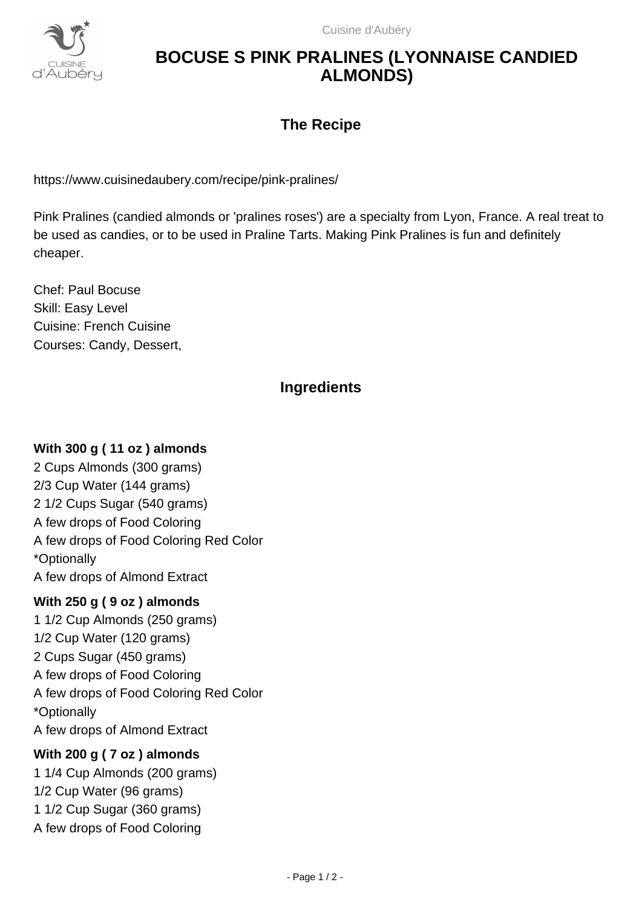# BOCUSE S PINK PRALINES (LYONNAISE CANDIED ALMONDS)

## The Recipe

https://www.cuisinedaubery.com/recipe/pink-pralines/

Pink Pralines (candied almonds or 'pralines roses') are a specialty from Lyon, France. A real treat to be used as candies, or to be used in Praline Tarts. Making Pink Pralines is fun and definitely cheaper.

Chef: Paul Bocuse
Skill: Easy Level
Cuisine: French Cuisine
Courses: Candy, Dessert,

## Ingredients

**With 300 g ( 11 oz ) almonds**

2 Cups Almonds (300 grams)
2/3 Cup Water (144 grams)
2 1/2 Cups Sugar (540 grams)
A few drops of Food Coloring
A few drops of Food Coloring Red Color
*Optionally
A few drops of Almond Extract

**With 250 g ( 9 oz ) almonds**

1 1/2 Cup Almonds (250 grams)
1/2 Cup Water (120 grams)
2 Cups Sugar (450 grams)
A few drops of Food Coloring
A few drops of Food Coloring Red Color
*Optionally
A few drops of Almond Extract

**With 200 g ( 7 oz ) almonds**

1 1/4 Cup Almonds (200 grams)
1/2 Cup Water (96 grams)
1 1/2 Cup Sugar (360 grams)
A few drops of Food Coloring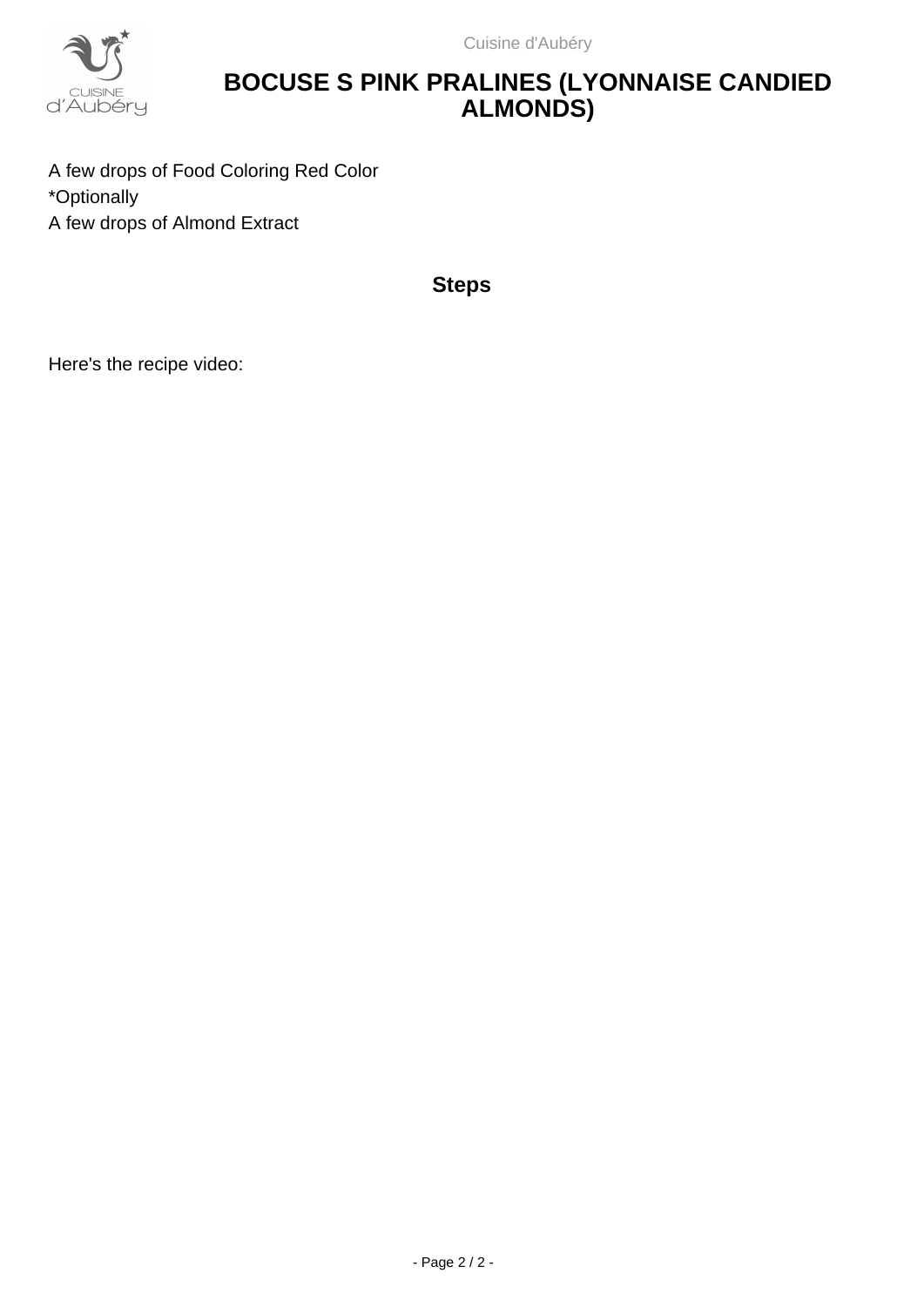A few drops of Food Coloring Red Color
*Optionally
A few drops of Almond Extract

## Steps

Here's the recipe video: